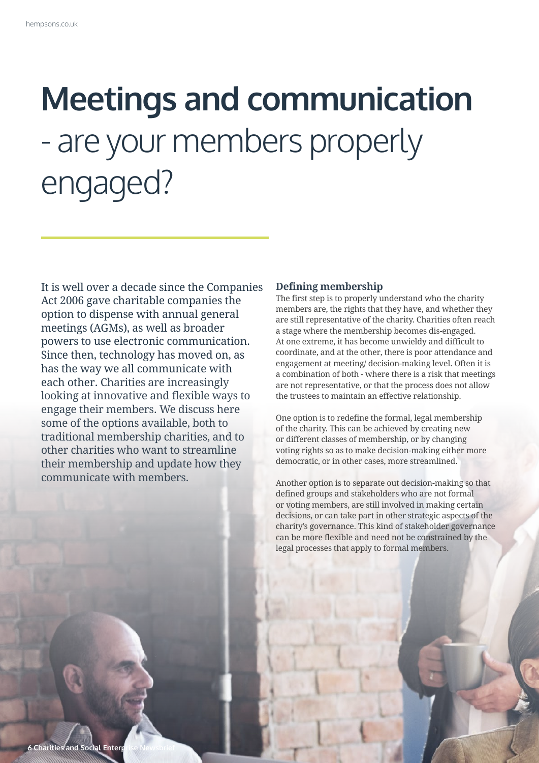# Meetings and communication - are your members properly engaged?

It is well over a decade since the Companies Act 2006 gave charitable companies the option to dispense with annual general meetings (AGMs), as well as broader powers to use electronic communication. Since then, technology has moved on, as has the way we all communicate with each other. Charities are increasingly looking at innovative and flexible ways to engage their members. We discuss here some of the options available, both to traditional membership charities, and to other charities who want to streamline their membership and update how they communicate with members.

### Defining membership

The first step is to properly understand who the charity members are, the rights that they have, and whether they are still representative of the charity. Charities often reach a stage where the membership becomes dis-engaged. At one extreme, it has become unwieldy and difficult to coordinate, and at the other, there is poor attendance and engagement at meeting/ decision-making level. Often it is a combination of both - where there is a risk that meetings are not representative, or that the process does not allow the trustees to maintain an effective relationship.

One option is to redefine the formal, legal membership of the charity. This can be achieved by creating new or different classes of membership, or by changing voting rights so as to make decision-making either more democratic, or in other cases, more streamlined.

Another option is to separate out decision-making so that defined groups and stakeholders who are not formal or voting members, are still involved in making certain decisions, or can take part in other strategic aspects of the charity's governance. This kind of stakeholder governance can be more flexible and need not be constrained by the legal processes that apply to formal members.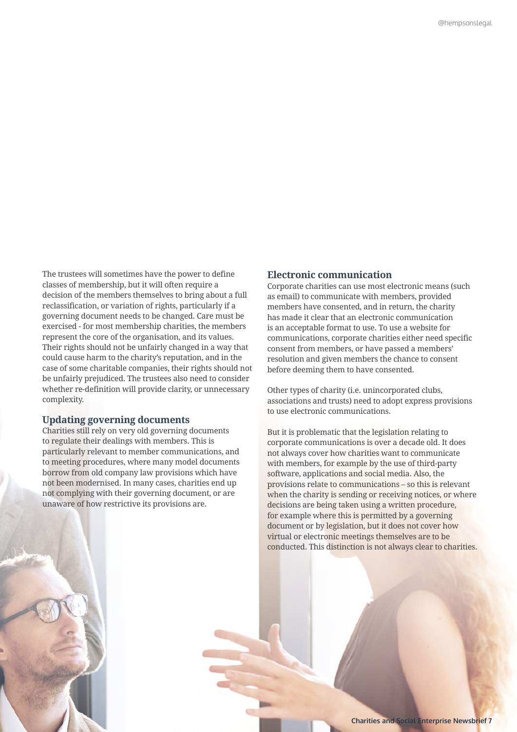The trustees will sometimes have the power to define classes of membership, but it will often require a decision of the members themselves to bring about a full reclassification, or variation of rights, particularly if a governing document needs to be changed. Care must be exercised - for most membership charities, the members represent the core of the organisation, and its values. Their rights should not be unfairly changed in a way that could cause harm to the charity's reputation, and in the case of some charitable companies, their rights should not be unfairly prejudiced. The trustees also need to consider whether re-definition will provide clarity, or unnecessary complexity.

## Updating governing documents

Charities still rely on very old governing documents to regulate their dealings with members. This is particularly relevant to member communications, and to meeting procedures, where many model documents borrow from old company law provisions which have not been modernised. In many cases, charities end up not complying with their governing document, or are unaware of how restrictive its provisions are.

## Electronic communication

Corporate charities can use most electronic means (such as email) to communicate with members, provided members have consented, and in return, the charity has made it clear that an electronic communication is an acceptable format to use. To use a website for communications, corporate charities either need specific consent from members, or have passed a members' resolution and given members the chance to consent before deeming them to have consented.

Other types of charity (i.e. unincorporated clubs, associations and trusts) need to adopt express provisions to use electronic communications.

But it is problematic that the legislation relating to corporate communications is over a decade old. It does not always cover how charities want to communicate with members, for example by the use of third-party software, applications and social media. Also, the provisions relate to communications – so this is relevant when the charity is sending or receiving notices, or where decisions are being taken using a written procedure, for example where this is permitted by a governing document or by legislation, but it does not cover how virtual or electronic meetings themselves are to be conducted. This distinction is not always clear to charities.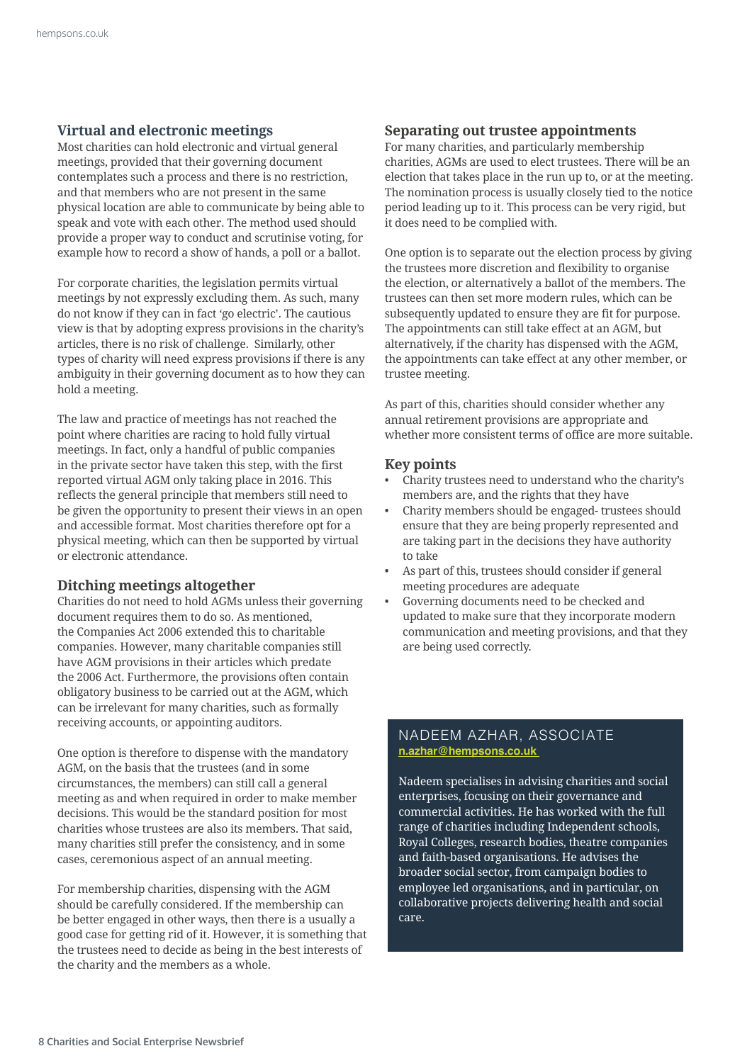## Virtual and electronic meetings

Most charities can hold electronic and virtual general meetings, provided that their governing document contemplates such a process and there is no restriction, and that members who are not present in the same physical location are able to communicate by being able to speak and vote with each other. The method used should provide a proper way to conduct and scrutinise voting, for example how to record a show of hands, a poll or a ballot.

For corporate charities, the legislation permits virtual meetings by not expressly excluding them. As such, many do not know if they can in fact 'go electric'. The cautious view is that by adopting express provisions in the charity's articles, there is no risk of challenge. Similarly, other types of charity will need express provisions if there is any ambiguity in their governing document as to how they can hold a meeting.

The law and practice of meetings has not reached the point where charities are racing to hold fully virtual meetings. In fact, only a handful of public companies in the private sector have taken this step, with the first reported virtual AGM only taking place in 2016. This reflects the general principle that members still need to be given the opportunity to present their views in an open and accessible format. Most charities therefore opt for a physical meeting, which can then be supported by virtual or electronic attendance.

## Ditching meetings altogether

Charities do not need to hold AGMs unless their governing document requires them to do so. As mentioned, the Companies Act 2006 extended this to charitable companies. However, many charitable companies still have AGM provisions in their articles which predate the 2006 Act. Furthermore, the provisions often contain obligatory business to be carried out at the AGM, which can be irrelevant for many charities, such as formally receiving accounts, or appointing auditors.

One option is therefore to dispense with the mandatory AGM, on the basis that the trustees (and in some circumstances, the members) can still call a general meeting as and when required in order to make member decisions. This would be the standard position for most charities whose trustees are also its members. That said, many charities still prefer the consistency, and in some cases, ceremonious aspect of an annual meeting.

For membership charities, dispensing with the AGM should be carefully considered. If the membership can be better engaged in other ways, then there is a usually a good case for getting rid of it. However, it is something that the trustees need to decide as being in the best interests of the charity and the members as a whole.

## Separating out trustee appointments

For many charities, and particularly membership charities, AGMs are used to elect trustees. There will be an election that takes place in the run up to, or at the meeting. The nomination process is usually closely tied to the notice period leading up to it. This process can be very rigid, but it does need to be complied with.

One option is to separate out the election process by giving the trustees more discretion and flexibility to organise the election, or alternatively a ballot of the members. The trustees can then set more modern rules, which can be subsequently updated to ensure they are fit for purpose. The appointments can still take effect at an AGM, but alternatively, if the charity has dispensed with the AGM, the appointments can take effect at any other member, or trustee meeting.

As part of this, charities should consider whether any annual retirement provisions are appropriate and whether more consistent terms of office are more suitable.

## Key points

- Charity trustees need to understand who the charity's members are, and the rights that they have
- Charity members should be engaged- trustees should ensure that they are being properly represented and are taking part in the decisions they have authority to take
- As part of this, trustees should consider if general meeting procedures are adequate
- Governing documents need to be checked and updated to make sure that they incorporate modern communication and meeting provisions, and that they are being used correctly.

**NADEEM AZHAR, ASSOCIATE**
n.azhar@hempsons.co.uk

Nadeem specialises in advising charities and social enterprises, focusing on their governance and commercial activities. He has worked with the full range of charities including Independent schools, Royal Colleges, research bodies, theatre companies and faith-based organisations. He advises the broader social sector, from campaign bodies to employee led organisations, and in particular, on collaborative projects delivering health and social care.